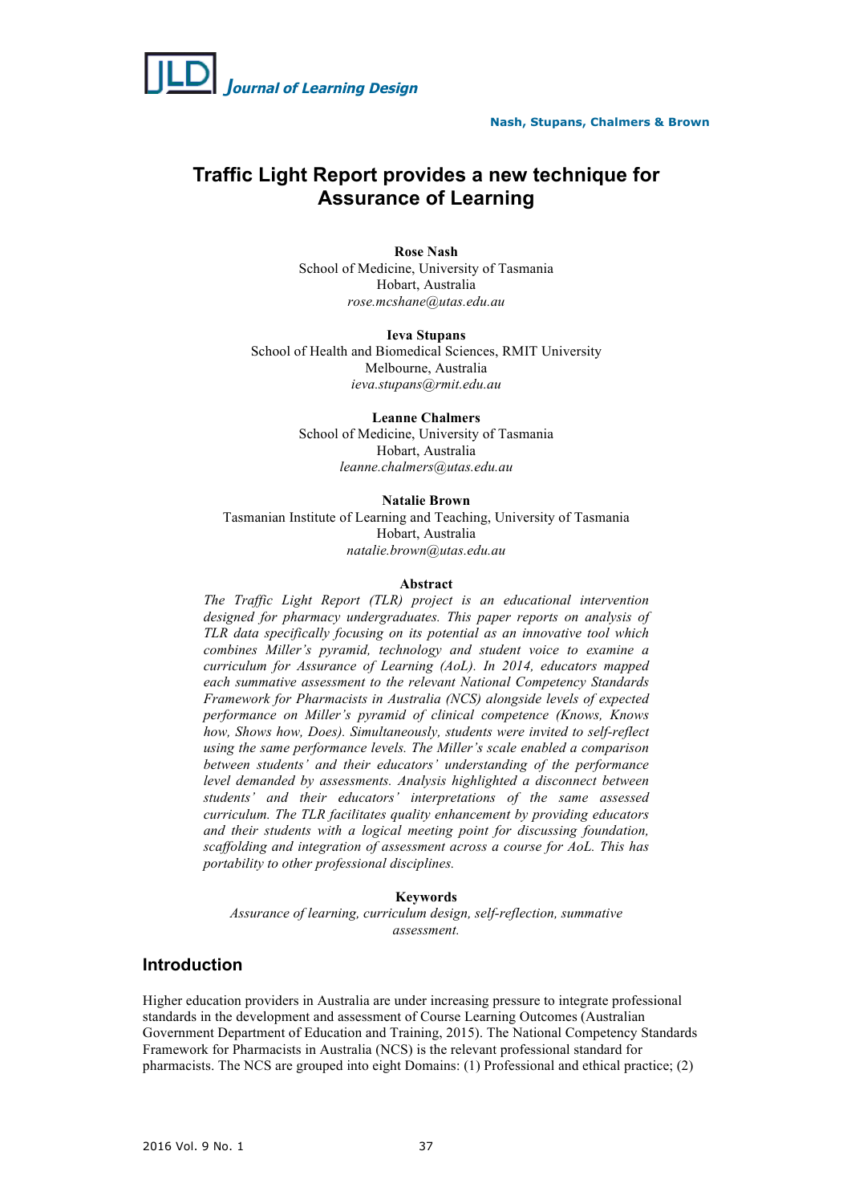# Traffic Light Report provides a new technique for Assurance of Learning

**Rose Nash**
School of Medicine, University of Tasmania
Hobart, Australia
*rose.mcshane@utas.edu.au*

**Ieva Stupans**
School of Health and Biomedical Sciences, RMIT University
Melbourne, Australia
*ieva.stupans@rmit.edu.au*

**Leanne Chalmers**
School of Medicine, University of Tasmania
Hobart, Australia
*leanne.chalmers@utas.edu.au*

**Natalie Brown**
Tasmanian Institute of Learning and Teaching, University of Tasmania
Hobart, Australia
*natalie.brown@utas.edu.au*

**Abstract**

*The Traffic Light Report (TLR) project is an educational intervention designed for pharmacy undergraduates. This paper reports on analysis of TLR data specifically focusing on its potential as an innovative tool which combines Miller's pyramid, technology and student voice to examine a curriculum for Assurance of Learning (AoL). In 2014, educators mapped each summative assessment to the relevant National Competency Standards Framework for Pharmacists in Australia (NCS) alongside levels of expected performance on Miller's pyramid of clinical competence (Knows, Knows how, Shows how, Does). Simultaneously, students were invited to self-reflect using the same performance levels. The Miller's scale enabled a comparison between students' and their educators' understanding of the performance level demanded by assessments. Analysis highlighted a disconnect between students' and their educators' interpretations of the same assessed curriculum. The TLR facilitates quality enhancement by providing educators and their students with a logical meeting point for discussing foundation, scaffolding and integration of assessment across a course for AoL. This has portability to other professional disciplines.*

**Keywords**

*Assurance of learning, curriculum design, self-reflection, summative assessment.*

## Introduction

Higher education providers in Australia are under increasing pressure to integrate professional standards in the development and assessment of Course Learning Outcomes (Australian Government Department of Education and Training, 2015). The National Competency Standards Framework for Pharmacists in Australia (NCS) is the relevant professional standard for pharmacists. The NCS are grouped into eight Domains: (1) Professional and ethical practice; (2)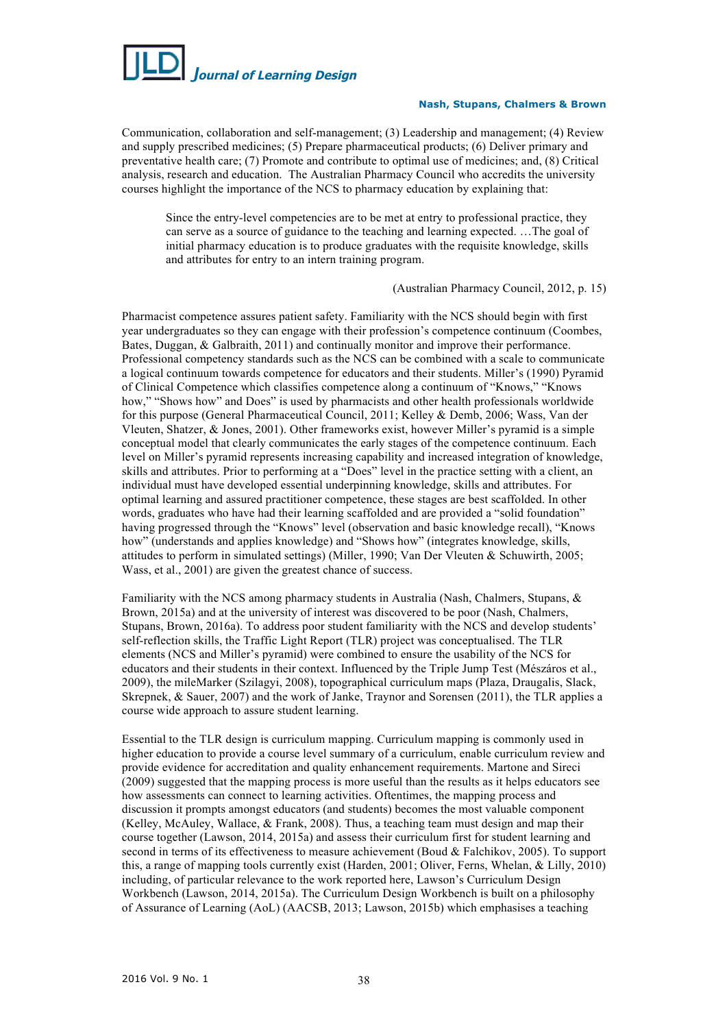Communication, collaboration and self-management; (3) Leadership and management; (4) Review and supply prescribed medicines; (5) Prepare pharmaceutical products; (6) Deliver primary and preventative health care; (7) Promote and contribute to optimal use of medicines; and, (8) Critical analysis, research and education. The Australian Pharmacy Council who accredits the university courses highlight the importance of the NCS to pharmacy education by explaining that:

> Since the entry-level competencies are to be met at entry to professional practice, they can serve as a source of guidance to the teaching and learning expected. …The goal of initial pharmacy education is to produce graduates with the requisite knowledge, skills and attributes for entry to an intern training program.
>
> (Australian Pharmacy Council, 2012, p. 15)

Pharmacist competence assures patient safety. Familiarity with the NCS should begin with first year undergraduates so they can engage with their profession's competence continuum (Coombes, Bates, Duggan, & Galbraith, 2011) and continually monitor and improve their performance. Professional competency standards such as the NCS can be combined with a scale to communicate a logical continuum towards competence for educators and their students. Miller's (1990) Pyramid of Clinical Competence which classifies competence along a continuum of "Knows," "Knows how," "Shows how" and Does" is used by pharmacists and other health professionals worldwide for this purpose (General Pharmaceutical Council, 2011; Kelley & Demb, 2006; Wass, Van der Vleuten, Shatzer, & Jones, 2001). Other frameworks exist, however Miller's pyramid is a simple conceptual model that clearly communicates the early stages of the competence continuum. Each level on Miller's pyramid represents increasing capability and increased integration of knowledge, skills and attributes. Prior to performing at a "Does" level in the practice setting with a client, an individual must have developed essential underpinning knowledge, skills and attributes. For optimal learning and assured practitioner competence, these stages are best scaffolded. In other words, graduates who have had their learning scaffolded and are provided a "solid foundation" having progressed through the "Knows" level (observation and basic knowledge recall), "Knows how" (understands and applies knowledge) and "Shows how" (integrates knowledge, skills, attitudes to perform in simulated settings) (Miller, 1990; Van Der Vleuten & Schuwirth, 2005; Wass, et al., 2001) are given the greatest chance of success.

Familiarity with the NCS among pharmacy students in Australia (Nash, Chalmers, Stupans, & Brown, 2015a) and at the university of interest was discovered to be poor (Nash, Chalmers, Stupans, Brown, 2016a). To address poor student familiarity with the NCS and develop students' self-reflection skills, the Traffic Light Report (TLR) project was conceptualised. The TLR elements (NCS and Miller's pyramid) were combined to ensure the usability of the NCS for educators and their students in their context. Influenced by the Triple Jump Test (Mészáros et al., 2009), the mileMarker (Szilagyi, 2008), topographical curriculum maps (Plaza, Draugalis, Slack, Skrepnek, & Sauer, 2007) and the work of Janke, Traynor and Sorensen (2011), the TLR applies a course wide approach to assure student learning.

Essential to the TLR design is curriculum mapping. Curriculum mapping is commonly used in higher education to provide a course level summary of a curriculum, enable curriculum review and provide evidence for accreditation and quality enhancement requirements. Martone and Sireci (2009) suggested that the mapping process is more useful than the results as it helps educators see how assessments can connect to learning activities. Oftentimes, the mapping process and discussion it prompts amongst educators (and students) becomes the most valuable component (Kelley, McAuley, Wallace, & Frank, 2008). Thus, a teaching team must design and map their course together (Lawson, 2014, 2015a) and assess their curriculum first for student learning and second in terms of its effectiveness to measure achievement (Boud & Falchikov, 2005). To support this, a range of mapping tools currently exist (Harden, 2001; Oliver, Ferns, Whelan, & Lilly, 2010) including, of particular relevance to the work reported here, Lawson's Curriculum Design Workbench (Lawson, 2014, 2015a). The Curriculum Design Workbench is built on a philosophy of Assurance of Learning (AoL) (AACSB, 2013; Lawson, 2015b) which emphasises a teaching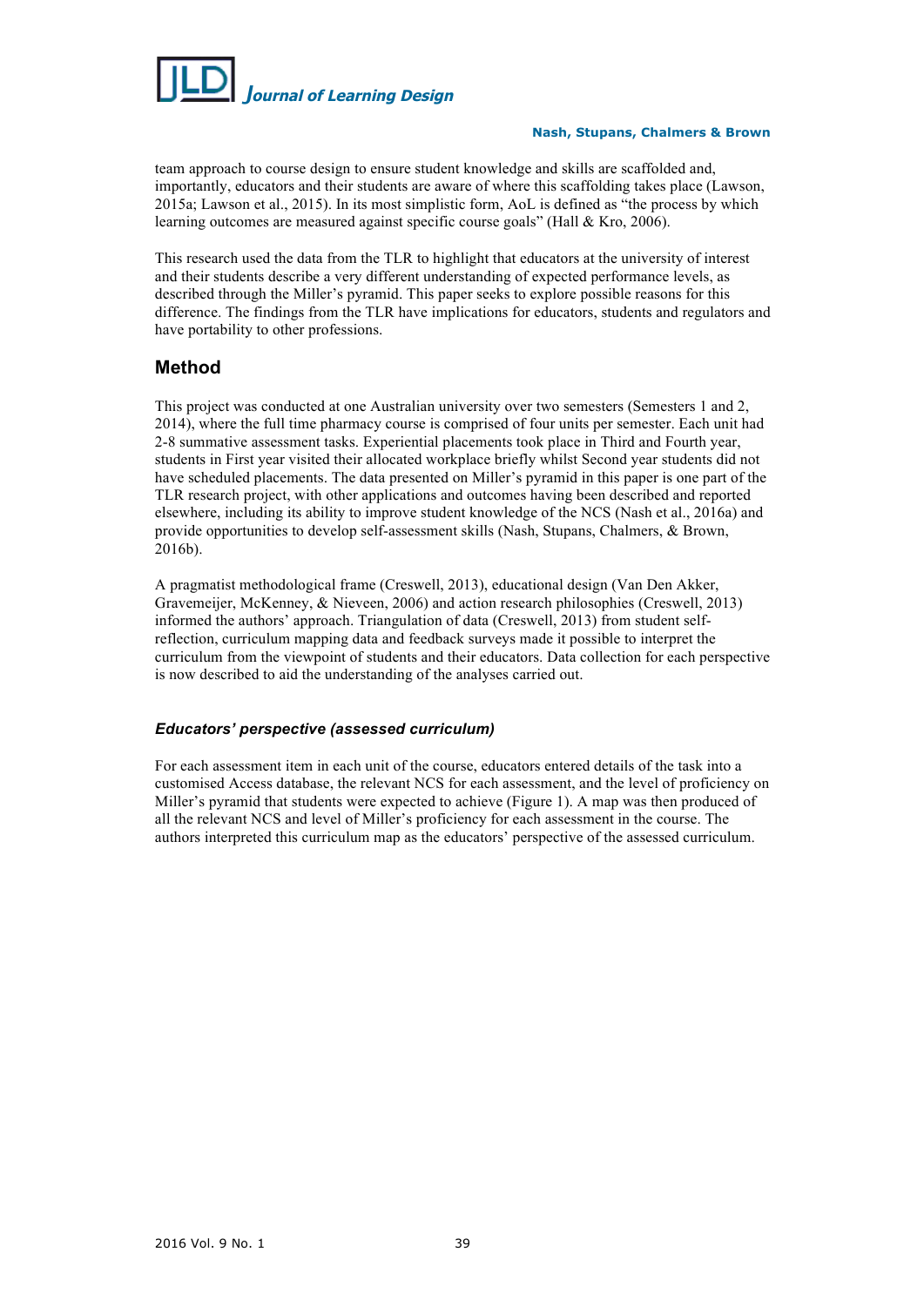team approach to course design to ensure student knowledge and skills are scaffolded and, importantly, educators and their students are aware of where this scaffolding takes place (Lawson, 2015a; Lawson et al., 2015). In its most simplistic form, AoL is defined as "the process by which learning outcomes are measured against specific course goals" (Hall & Kro, 2006).

This research used the data from the TLR to highlight that educators at the university of interest and their students describe a very different understanding of expected performance levels, as described through the Miller's pyramid. This paper seeks to explore possible reasons for this difference. The findings from the TLR have implications for educators, students and regulators and have portability to other professions.

## Method

This project was conducted at one Australian university over two semesters (Semesters 1 and 2, 2014), where the full time pharmacy course is comprised of four units per semester. Each unit had 2-8 summative assessment tasks. Experiential placements took place in Third and Fourth year, students in First year visited their allocated workplace briefly whilst Second year students did not have scheduled placements. The data presented on Miller's pyramid in this paper is one part of the TLR research project, with other applications and outcomes having been described and reported elsewhere, including its ability to improve student knowledge of the NCS (Nash et al., 2016a) and provide opportunities to develop self-assessment skills (Nash, Stupans, Chalmers, & Brown, 2016b).

A pragmatist methodological frame (Creswell, 2013), educational design (Van Den Akker, Gravemeijer, McKenney, & Nieveen, 2006) and action research philosophies (Creswell, 2013) informed the authors' approach. Triangulation of data (Creswell, 2013) from student self-reflection, curriculum mapping data and feedback surveys made it possible to interpret the curriculum from the viewpoint of students and their educators. Data collection for each perspective is now described to aid the understanding of the analyses carried out.

### *Educators' perspective (assessed curriculum)*

For each assessment item in each unit of the course, educators entered details of the task into a customised Access database, the relevant NCS for each assessment, and the level of proficiency on Miller's pyramid that students were expected to achieve (Figure 1). A map was then produced of all the relevant NCS and level of Miller's proficiency for each assessment in the course. The authors interpreted this curriculum map as the educators' perspective of the assessed curriculum.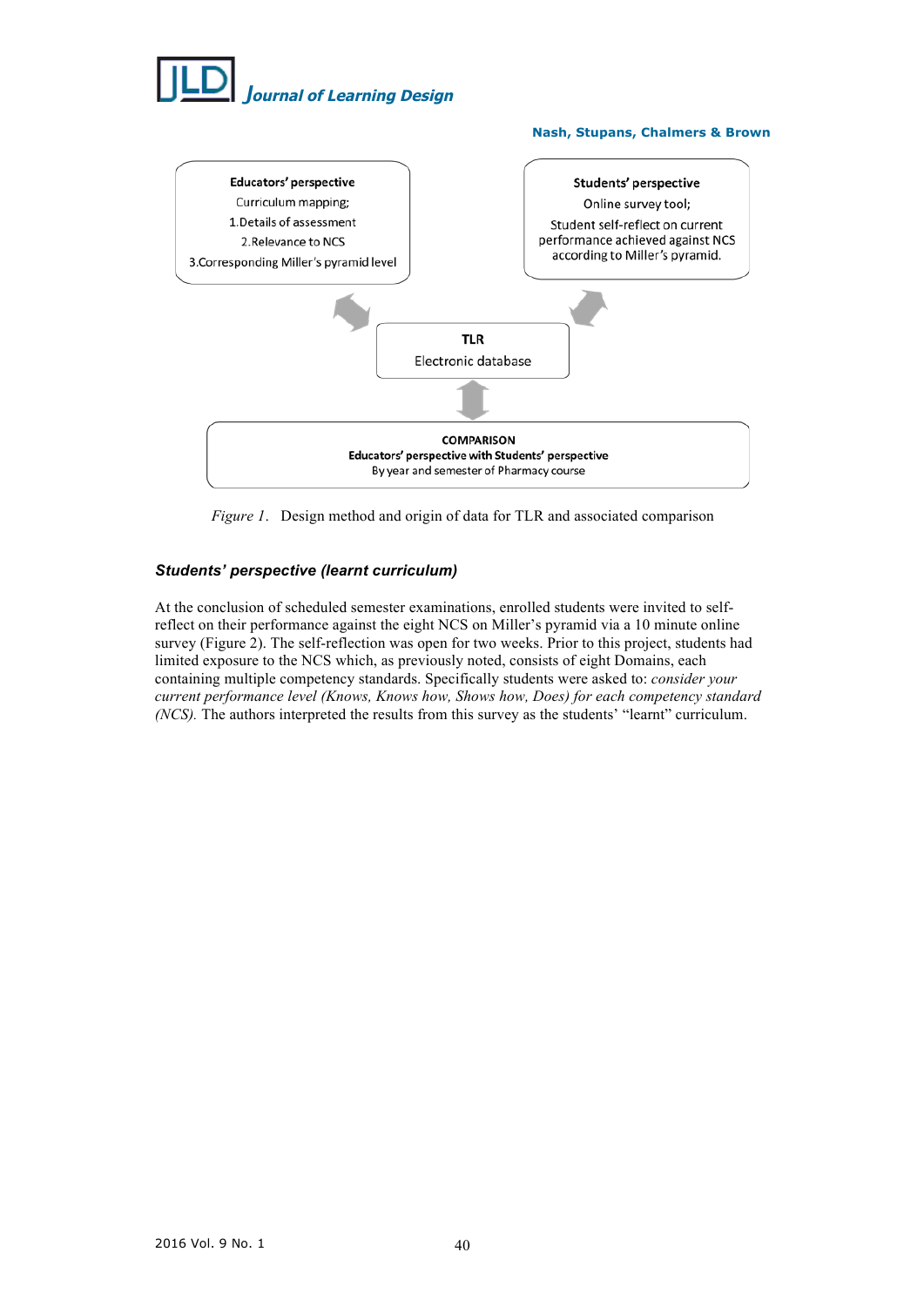Educators' perspective
Curriculum mapping;
1. Details of assessment
2. Relevance to NCS
3. Corresponding Miller's pyramid level

Students' perspective
Online survey tool;
Student self-reflect on current performance achieved against NCS according to Miller's pyramid.

TLR
Electronic database

COMPARISON
Educators' perspective with Students' perspective
By year and semester of Pharmacy course

*Figure 1*. Design method and origin of data for TLR and associated comparison

### *Students' perspective (learnt curriculum)*

At the conclusion of scheduled semester examinations, enrolled students were invited to self-reflect on their performance against the eight NCS on Miller's pyramid via a 10 minute online survey (Figure 2). The self-reflection was open for two weeks. Prior to this project, students had limited exposure to the NCS which, as previously noted, consists of eight Domains, each containing multiple competency standards. Specifically students were asked to: *consider your current performance level (Knows, Knows how, Shows how, Does) for each competency standard (NCS).* The authors interpreted the results from this survey as the students' "learnt" curriculum.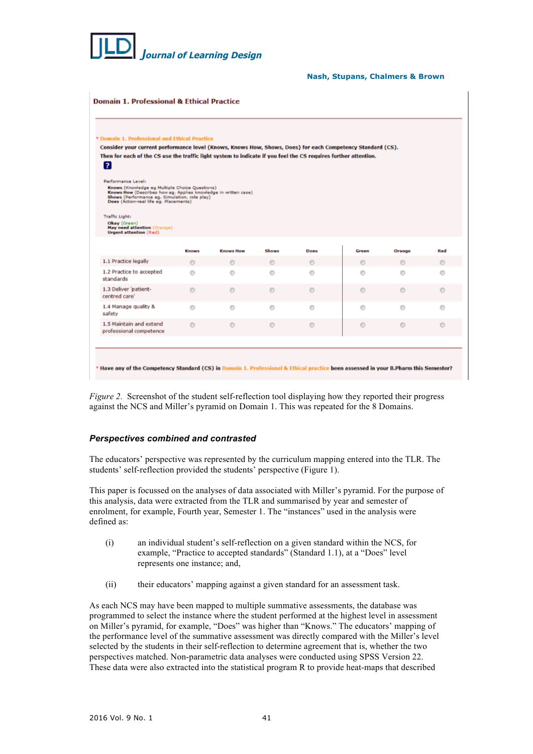### Domain 1. Professional & Ethical Practice

* Domain 1. Professional and Ethical Practice

**Consider your current performance level (Knows, Knows How, Shows, Does) for each Competency Standard (CS).**
**Then for each of the CS use the traffic light system to indicate if you feel the CS requires further attention.**

Performance Level:
**Knows** (Knowledge eg Multiple Choice Questions)
**Knows How** (Describes how eg. Applies knowledge in written case)
**Shows** (Performance eg. Simulation, role play)
**Does** (Action-real life eg. Placements)

Traffic Light:
**Okay** (Green)
**May need attention** (Orange)
**Urgent attention** (Red)

| | Knows | Knows How | Shows | Does | Green | Orange | Red |
|---|---|---|---|---|---|---|---|
| 1.1 Practice legally | ○ | ○ | ○ | ○ | ○ | ○ | ○ |
| 1.2 Practice to accepted standards | ○ | ○ | ○ | ○ | ○ | ○ | ○ |
| 1.3 Deliver 'patient-centred care' | ○ | ○ | ○ | ○ | ○ | ○ | ○ |
| 1.4 Manage quality & safety | ○ | ○ | ○ | ○ | ○ | ○ | ○ |
| 1.5 Maintain and extend professional competence | ○ | ○ | ○ | ○ | ○ | ○ | ○ |

* **Have any of the Competency Standard (CS) in** Domain 1. Professional & Ethical practice **been assessed in your B.Pharm this Semester?**

*Figure 2.* Screenshot of the student self-reflection tool displaying how they reported their progress against the NCS and Miller's pyramid on Domain 1. This was repeated for the 8 Domains.

### *Perspectives combined and contrasted*

The educators' perspective was represented by the curriculum mapping entered into the TLR. The students' self-reflection provided the students' perspective (Figure 1).

This paper is focussed on the analyses of data associated with Miller's pyramid. For the purpose of this analysis, data were extracted from the TLR and summarised by year and semester of enrolment, for example, Fourth year, Semester 1. The "instances" used in the analysis were defined as:

(i) an individual student's self-reflection on a given standard within the NCS, for example, "Practice to accepted standards" (Standard 1.1), at a "Does" level represents one instance; and,

(ii) their educators' mapping against a given standard for an assessment task.

As each NCS may have been mapped to multiple summative assessments, the database was programmed to select the instance where the student performed at the highest level in assessment on Miller's pyramid, for example, "Does" was higher than "Knows." The educators' mapping of the performance level of the summative assessment was directly compared with the Miller's level selected by the students in their self-reflection to determine agreement that is, whether the two perspectives matched. Non-parametric data analyses were conducted using SPSS Version 22. These data were also extracted into the statistical program R to provide heat-maps that described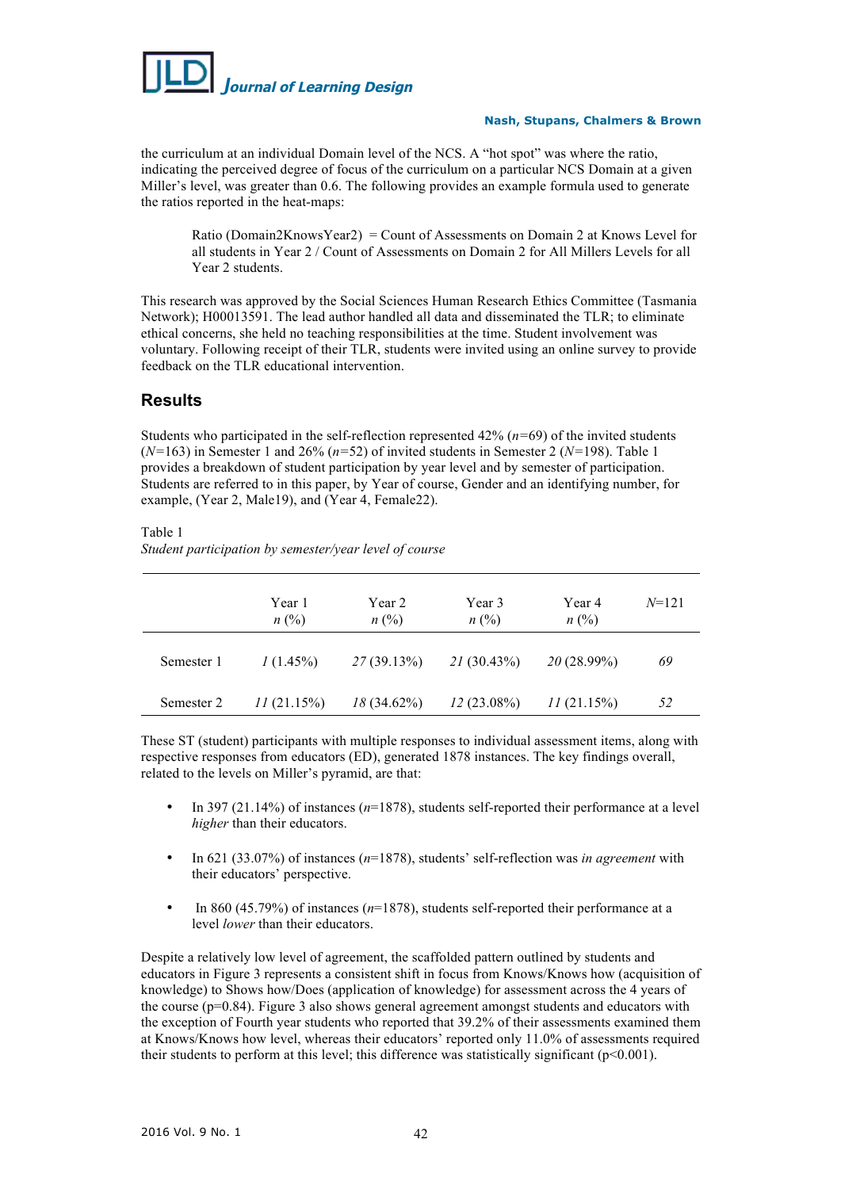the curriculum at an individual Domain level of the NCS. A "hot spot" was where the ratio, indicating the perceived degree of focus of the curriculum on a particular NCS Domain at a given Miller's level, was greater than 0.6. The following provides an example formula used to generate the ratios reported in the heat-maps:

> Ratio (Domain2KnowsYear2) = Count of Assessments on Domain 2 at Knows Level for all students in Year 2 / Count of Assessments on Domain 2 for All Millers Levels for all Year 2 students.

This research was approved by the Social Sciences Human Research Ethics Committee (Tasmania Network); H00013591. The lead author handled all data and disseminated the TLR; to eliminate ethical concerns, she held no teaching responsibilities at the time. Student involvement was voluntary. Following receipt of their TLR, students were invited using an online survey to provide feedback on the TLR educational intervention.

## Results

Students who participated in the self-reflection represented 42% (*n*=69) of the invited students (*N*=163) in Semester 1 and 26% (*n*=52) of invited students in Semester 2 (*N*=198). Table 1 provides a breakdown of student participation by year level and by semester of participation. Students are referred to in this paper, by Year of course, Gender and an identifying number, for example, (Year 2, Male19), and (Year 4, Female22).

Table 1
*Student participation by semester/year level of course*

| | Year 1 *n* (%) | Year 2 *n* (%) | Year 3 *n* (%) | Year 4 *n* (%) | *N*=121 |
|---|---|---|---|---|---|
| Semester 1 | *1* (1.45%) | *27* (39.13%) | *21* (30.43%) | *20* (28.99%) | *69* |
| Semester 2 | *11* (21.15%) | *18* (34.62%) | *12* (23.08%) | *11* (21.15%) | *52* |

These ST (student) participants with multiple responses to individual assessment items, along with respective responses from educators (ED), generated 1878 instances. The key findings overall, related to the levels on Miller's pyramid, are that:

- In 397 (21.14%) of instances (*n*=1878), students self-reported their performance at a level *higher* than their educators.
- In 621 (33.07%) of instances (*n*=1878), students' self-reflection was *in agreement* with their educators' perspective.
- In 860 (45.79%) of instances (*n*=1878), students self-reported their performance at a level *lower* than their educators.

Despite a relatively low level of agreement, the scaffolded pattern outlined by students and educators in Figure 3 represents a consistent shift in focus from Knows/Knows how (acquisition of knowledge) to Shows how/Does (application of knowledge) for assessment across the 4 years of the course ($p$=0.84). Figure 3 also shows general agreement amongst students and educators with the exception of Fourth year students who reported that 39.2% of their assessments examined them at Knows/Knows how level, whereas their educators' reported only 11.0% of assessments required their students to perform at this level; this difference was statistically significant ($p<0.001$).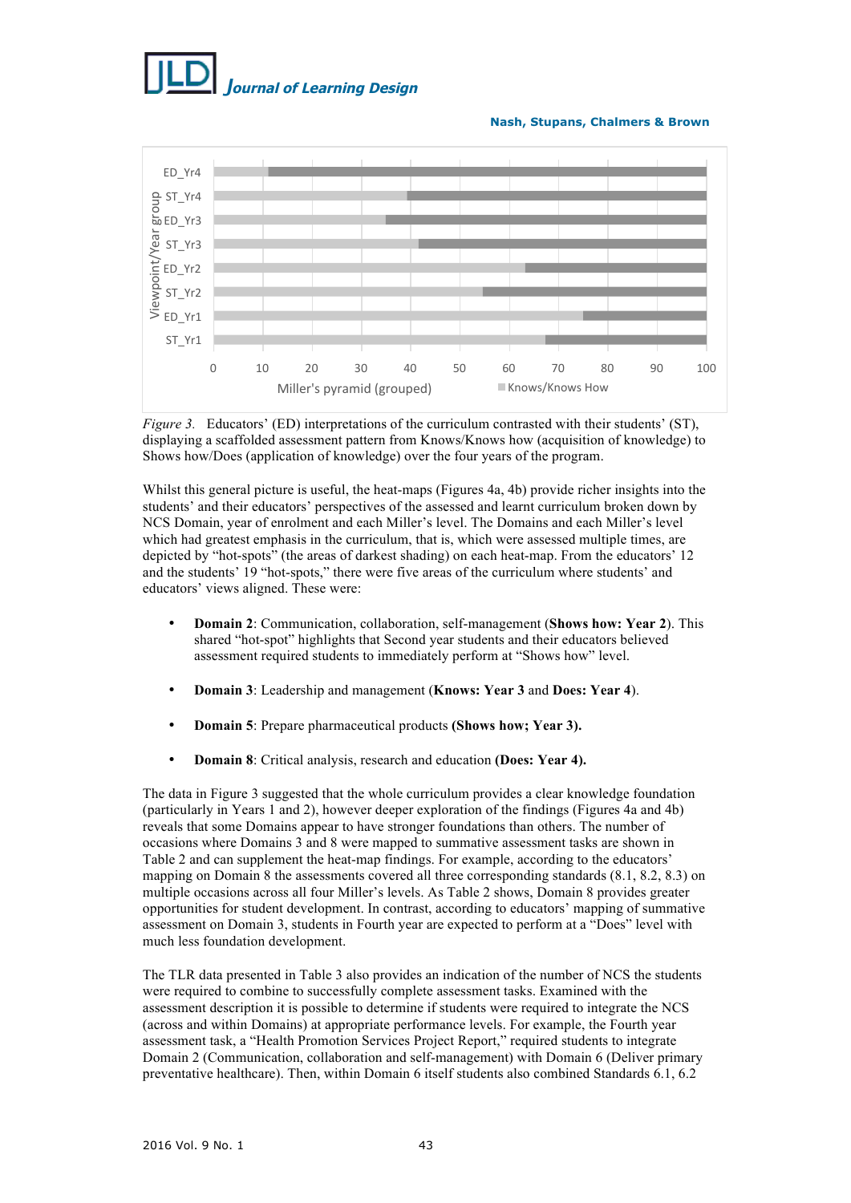*Figure 3.* Educators' (ED) interpretations of the curriculum contrasted with their students' (ST), displaying a scaffolded assessment pattern from Knows/Knows how (acquisition of knowledge) to Shows how/Does (application of knowledge) over the four years of the program.

Whilst this general picture is useful, the heat-maps (Figures 4a, 4b) provide richer insights into the students' and their educators' perspectives of the assessed and learnt curriculum broken down by NCS Domain, year of enrolment and each Miller's level. The Domains and each Miller's level which had greatest emphasis in the curriculum, that is, which were assessed multiple times, are depicted by "hot-spots" (the areas of darkest shading) on each heat-map. From the educators' 12 and the students' 19 "hot-spots," there were five areas of the curriculum where students' and educators' views aligned. These were:

- **Domain 2**: Communication, collaboration, self-management (**Shows how: Year 2**). This shared "hot-spot" highlights that Second year students and their educators believed assessment required students to immediately perform at "Shows how" level.
- **Domain 3**: Leadership and management (**Knows: Year 3** and **Does: Year 4**).
- **Domain 5**: Prepare pharmaceutical products **(Shows how; Year 3).**
- **Domain 8**: Critical analysis, research and education **(Does: Year 4).**

The data in Figure 3 suggested that the whole curriculum provides a clear knowledge foundation (particularly in Years 1 and 2), however deeper exploration of the findings (Figures 4a and 4b) reveals that some Domains appear to have stronger foundations than others. The number of occasions where Domains 3 and 8 were mapped to summative assessment tasks are shown in Table 2 and can supplement the heat-map findings. For example, according to the educators' mapping on Domain 8 the assessments covered all three corresponding standards (8.1, 8.2, 8.3) on multiple occasions across all four Miller's levels. As Table 2 shows, Domain 8 provides greater opportunities for student development. In contrast, according to educators' mapping of summative assessment on Domain 3, students in Fourth year are expected to perform at a "Does" level with much less foundation development.

The TLR data presented in Table 3 also provides an indication of the number of NCS the students were required to combine to successfully complete assessment tasks. Examined with the assessment description it is possible to determine if students were required to integrate the NCS (across and within Domains) at appropriate performance levels. For example, the Fourth year assessment task, a "Health Promotion Services Project Report," required students to integrate Domain 2 (Communication, collaboration and self-management) with Domain 6 (Deliver primary preventative healthcare). Then, within Domain 6 itself students also combined Standards 6.1, 6.2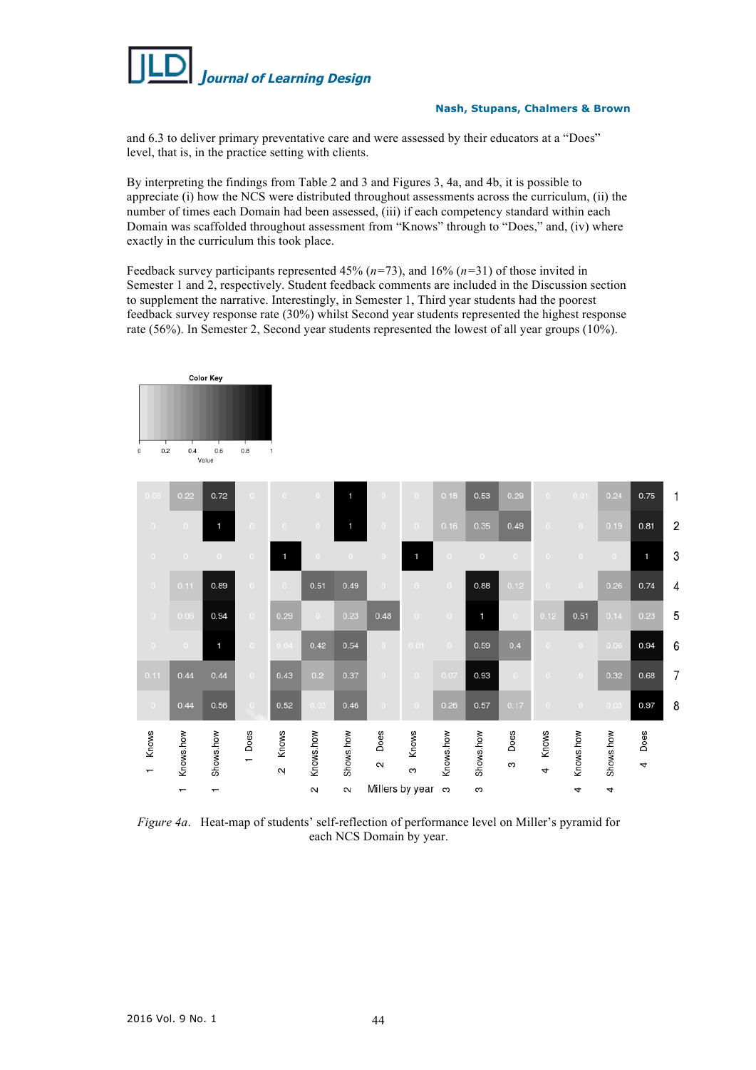and 6.3 to deliver primary preventative care and were assessed by their educators at a "Does" level, that is, in the practice setting with clients.

By interpreting the findings from Table 2 and 3 and Figures 3, 4a, and 4b, it is possible to appreciate (i) how the NCS were distributed throughout assessments across the curriculum, (ii) the number of times each Domain had been assessed, (iii) if each competency standard within each Domain was scaffolded throughout assessment from "Knows" through to "Does," and, (iv) where exactly in the curriculum this took place.

Feedback survey participants represented 45% ($n$=73), and 16% ($n$=31) of those invited in Semester 1 and 2, respectively. Student feedback comments are included in the Discussion section to supplement the narrative. Interestingly, in Semester 1, Third year students had the poorest feedback survey response rate (30%) whilst Second year students represented the highest response rate (56%). In Semester 2, Second year students represented the lowest of all year groups (10%).

| | 1 Knows | 1 Knows.how | 1 Shows.how | 1 Does | 2 Knows | 2 Knows.how | 2 Shows.how | 2 Does | 3 Knows | 3 Knows.how | 3 Shows.how | 3 Does | 4 Knows | 4 Knows.how | 4 Shows.how | 4 Does |
|---|---|---|---|---|---|---|---|---|---|---|---|---|---|---|---|---|
| 1 | 0.05 | 0.22 | 0.72 | 0 | 0 | 0 | 1 | 0 | 0 | 0.18 | 0.53 | 0.29 | 0 | 0.01 | 0.24 | 0.75 |
| 2 | 0 | 0 | 1 | 0 | 0 | 0 | 1 | 0 | 0 | 0.16 | 0.35 | 0.49 | 0 | 0 | 0.19 | 0.81 |
| 3 | 0 | 0 | 0 | 0 | 1 | 0 | 0 | 0 | 1 | 0 | 0 | 0 | 0 | 0 | 0 | 1 |
| 4 | 0 | 0.11 | 0.89 | 0 | 0 | 0.51 | 0.49 | 0 | 0 | 0 | 0.88 | 0.12 | 0 | 0 | 0.26 | 0.74 |
| 5 | 0 | 0.06 | 0.94 | 0 | 0.29 | 0 | 0.23 | 0.48 | 0 | 0 | 1 | 0 | 0.12 | 0.51 | 0.14 | 0.23 |
| 6 | 0 | 0 | 1 | 0 | 0.04 | 0.42 | 0.54 | 0 | 0.01 | 0 | 0.59 | 0.4 | 0 | 0 | 0.06 | 0.94 |
| 7 | 0.11 | 0.44 | 0.44 | 0 | 0.43 | 0.2 | 0.37 | 0 | 0 | 0.07 | 0.93 | 0 | 0 | 0 | 0.32 | 0.68 |
| 8 | 0 | 0.44 | 0.56 | 0 | 0.52 | 0.03 | 0.46 | 0 | 0 | 0.26 | 0.57 | 0.17 | 0 | 0 | 0.03 | 0.97 |

Millers by year

*Figure 4a*. Heat-map of students' self-reflection of performance level on Miller's pyramid for each NCS Domain by year.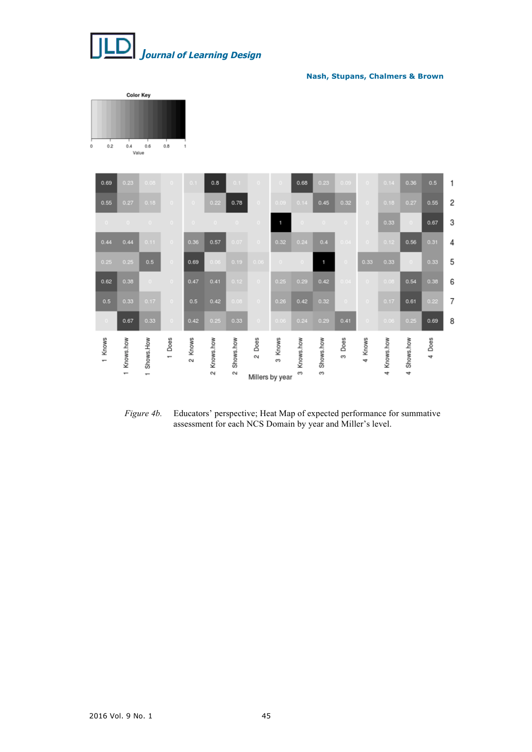| NCS Domain | 1 Knows | 1 Knows.how | 1 Shows.How | 1 Does | 2 Knows | 2 Knows.how | 2 Shows.how | 2 Does | 3 Knows | 3 Knows.how | 3 Shows.how | 3 Does | 4 Knows | 4 Knows.how | 4 Shows.how | 4 Does |
|---|---|---|---|---|---|---|---|---|---|---|---|---|---|---|---|---|
| 1 | 0.69 | 0.23 | 0.08 | 0 | 0.1 | 0.8 | 0.1 | 0 | 0 | 0.68 | 0.23 | 0.09 | 0 | 0.14 | 0.36 | 0.5 |
| 2 | 0.55 | 0.27 | 0.18 | 0 | 0 | 0.22 | 0.78 | 0 | 0.09 | 0.14 | 0.45 | 0.32 | 0 | 0.18 | 0.27 | 0.55 |
| 3 | 0 | 0 | 0 | 0 | 0 | 0 | 0 | 0 | 1 | 0 | 0 | 0 | 0 | 0.33 | 0 | 0.67 |
| 4 | 0.44 | 0.44 | 0.11 | 0 | 0.36 | 0.57 | 0.07 | 0 | 0.32 | 0.24 | 0.4 | 0.04 | 0 | 0.12 | 0.56 | 0.31 |
| 5 | 0.25 | 0.25 | 0.5 | 0 | 0.69 | 0.06 | 0.19 | 0.06 | 0 | 0 | 1 | 0 | 0.33 | 0.33 | 0 | 0.33 |
| 6 | 0.62 | 0.38 | 0 | 0 | 0.47 | 0.41 | 0.12 | 0 | 0.25 | 0.29 | 0.42 | 0.04 | 0 | 0.08 | 0.54 | 0.38 |
| 7 | 0.5 | 0.33 | 0.17 | 0 | 0.5 | 0.42 | 0.08 | 0 | 0.26 | 0.42 | 0.32 | 0 | 0 | 0.17 | 0.61 | 0.22 |
| 8 | 0 | 0.67 | 0.33 | 0 | 0.42 | 0.25 | 0.33 | 0 | 0.06 | 0.24 | 0.29 | 0.41 | 0 | 0.06 | 0.25 | 0.69 |

Millers by year

*Figure 4b.* Educators' perspective; Heat Map of expected performance for summative assessment for each NCS Domain by year and Miller's level.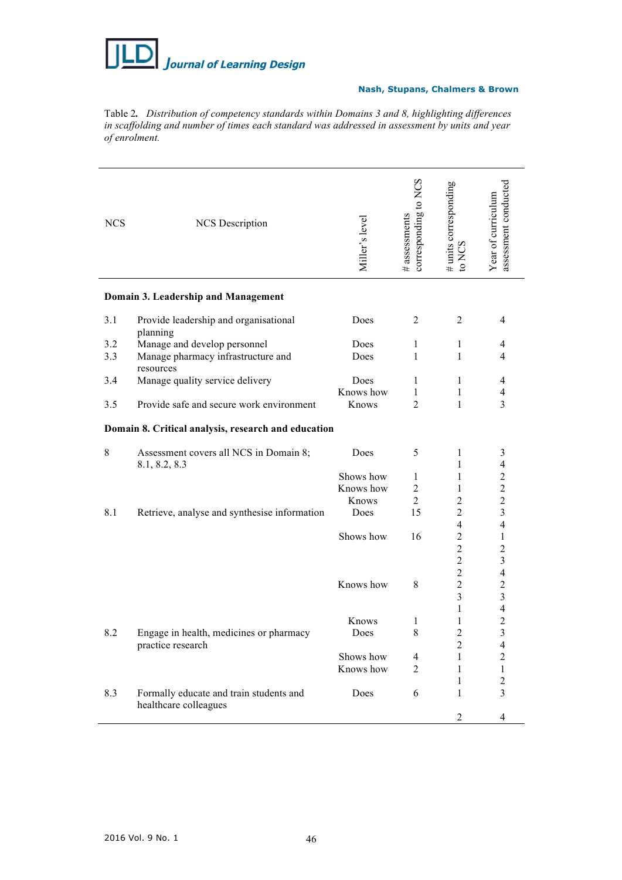Table 2. *Distribution of competency standards within Domains 3 and 8, highlighting differences in scaffolding and number of times each standard was addressed in assessment by units and year of enrolment.*

| NCS | NCS Description | Miller's level | # assessments corresponding to NCS | # units corresponding to NCS | Year of curriculum assessment conducted |
|---|---|---|---|---|---|
| **Domain 3. Leadership and Management** | | | | | |
| 3.1 | Provide leadership and organisational planning | Does | 2 | 2 | 4 |
| 3.2 | Manage and develop personnel | Does | 1 | 1 | 4 |
| 3.3 | Manage pharmacy infrastructure and resources | Does | 1 | 1 | 4 |
| 3.4 | Manage quality service delivery | Does | 1 | 1 | 4 |
| | | Knows how | 1 | 1 | 4 |
| 3.5 | Provide safe and secure work environment | Knows | 2 | 1 | 3 |
| **Domain 8. Critical analysis, research and education** | | | | | |
| 8 | Assessment covers all NCS in Domain 8; 8.1, 8.2, 8.3 | Does | 5 | 1 | 3 |
| | | | | 1 | 4 |
| | | Shows how | 1 | 1 | 2 |
| | | Knows how | 2 | 1 | 2 |
| | | Knows | 2 | 2 | 2 |
| 8.1 | Retrieve, analyse and synthesise information | Does | 15 | 2 | 3 |
| | | | | 4 | 4 |
| | | Shows how | 16 | 2 | 1 |
| | | | | 2 | 2 |
| | | | | 2 | 3 |
| | | | | 2 | 4 |
| | | Knows how | 8 | 2 | 2 |
| | | | | 3 | 3 |
| | | | | 1 | 4 |
| | | Knows | 1 | 1 | 2 |
| 8.2 | Engage in health, medicines or pharmacy practice research | Does | 8 | 2 | 3 |
| | | | | 2 | 4 |
| | | Shows how | 4 | 1 | 2 |
| | | Knows how | 2 | 1 | 1 |
| | | | | 1 | 2 |
| 8.3 | Formally educate and train students and healthcare colleagues | Does | 6 | 1 | 3 |
| | | | | 2 | 4 |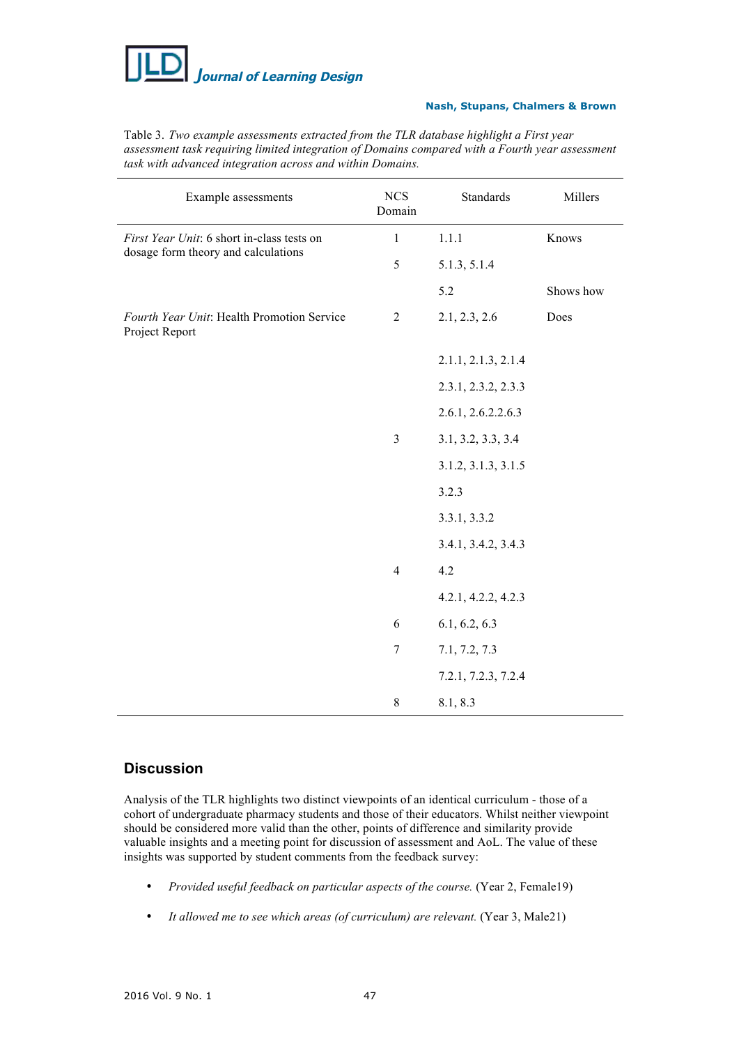Table 3. *Two example assessments extracted from the TLR database highlight a First year assessment task requiring limited integration of Domains compared with a Fourth year assessment task with advanced integration across and within Domains.*

| Example assessments | NCS Domain | Standards | Millers |
|---|---|---|---|
| *First Year Unit*: 6 short in-class tests on dosage form theory and calculations | 1 | 1.1.1 | Knows |
| | 5 | 5.1.3, 5.1.4 | |
| | | 5.2 | Shows how |
| *Fourth Year Unit*: Health Promotion Service Project Report | 2 | 2.1, 2.3, 2.6 | Does |
| | | 2.1.1, 2.1.3, 2.1.4 | |
| | | 2.3.1, 2.3.2, 2.3.3 | |
| | | 2.6.1, 2.6.2.2.6.3 | |
| | 3 | 3.1, 3.2, 3.3, 3.4 | |
| | | 3.1.2, 3.1.3, 3.1.5 | |
| | | 3.2.3 | |
| | | 3.3.1, 3.3.2 | |
| | | 3.4.1, 3.4.2, 3.4.3 | |
| | 4 | 4.2 | |
| | | 4.2.1, 4.2.2, 4.2.3 | |
| | 6 | 6.1, 6.2, 6.3 | |
| | 7 | 7.1, 7.2, 7.3 | |
| | | 7.2.1, 7.2.3, 7.2.4 | |
| | 8 | 8.1, 8.3 | |

## Discussion

Analysis of the TLR highlights two distinct viewpoints of an identical curriculum - those of a cohort of undergraduate pharmacy students and those of their educators. Whilst neither viewpoint should be considered more valid than the other, points of difference and similarity provide valuable insights and a meeting point for discussion of assessment and AoL. The value of these insights was supported by student comments from the feedback survey:

- *Provided useful feedback on particular aspects of the course.* (Year 2, Female19)
- *It allowed me to see which areas (of curriculum) are relevant.* (Year 3, Male21)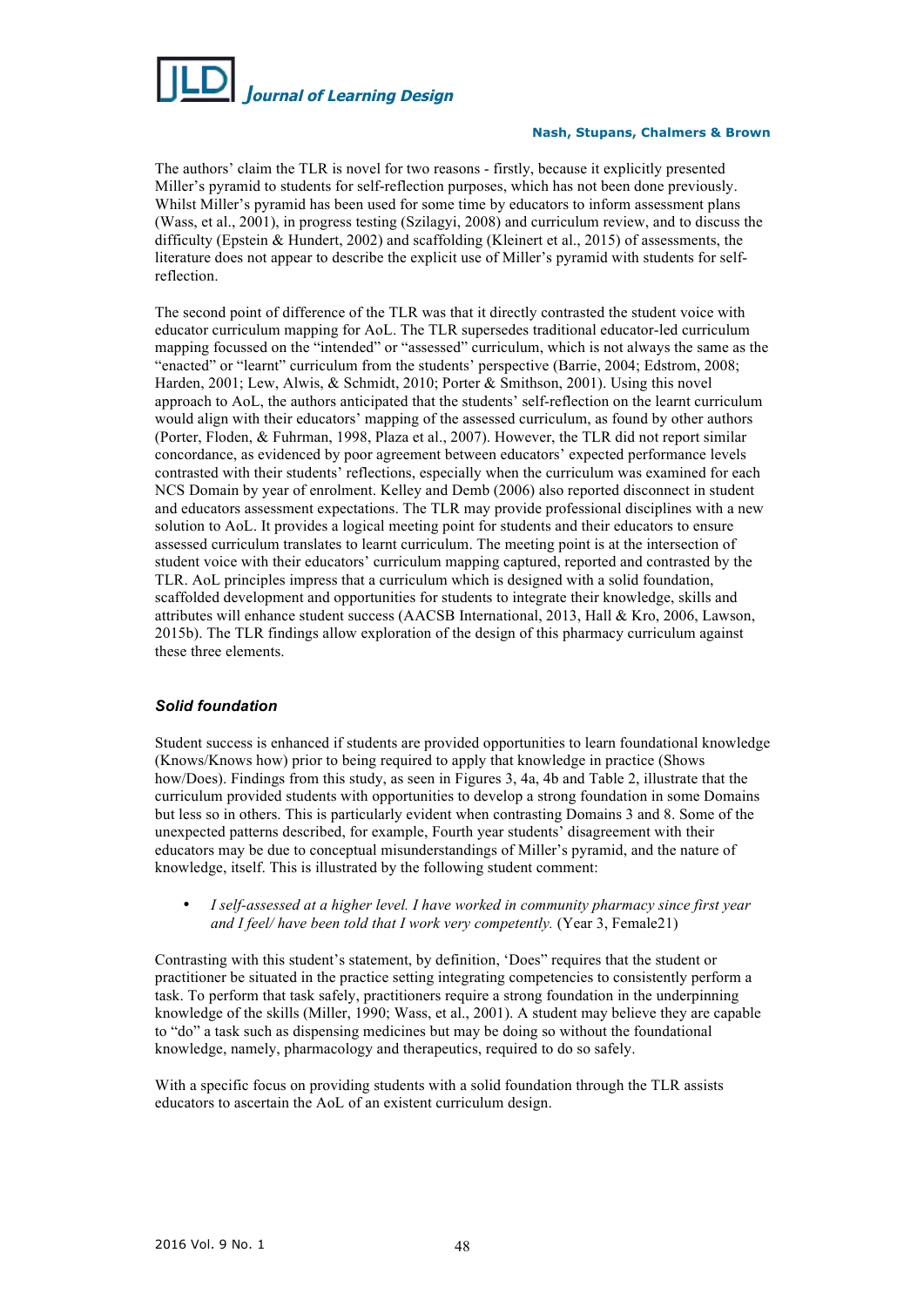The authors' claim the TLR is novel for two reasons - firstly, because it explicitly presented Miller's pyramid to students for self-reflection purposes, which has not been done previously. Whilst Miller's pyramid has been used for some time by educators to inform assessment plans (Wass, et al., 2001), in progress testing (Szilagyi, 2008) and curriculum review, and to discuss the difficulty (Epstein & Hundert, 2002) and scaffolding (Kleinert et al., 2015) of assessments, the literature does not appear to describe the explicit use of Miller's pyramid with students for self-reflection.

The second point of difference of the TLR was that it directly contrasted the student voice with educator curriculum mapping for AoL. The TLR supersedes traditional educator-led curriculum mapping focussed on the "intended" or "assessed" curriculum, which is not always the same as the "enacted" or "learnt" curriculum from the students' perspective (Barrie, 2004; Edstrom, 2008; Harden, 2001; Lew, Alwis, & Schmidt, 2010; Porter & Smithson, 2001). Using this novel approach to AoL, the authors anticipated that the students' self-reflection on the learnt curriculum would align with their educators' mapping of the assessed curriculum, as found by other authors (Porter, Floden, & Fuhrman, 1998, Plaza et al., 2007). However, the TLR did not report similar concordance, as evidenced by poor agreement between educators' expected performance levels contrasted with their students' reflections, especially when the curriculum was examined for each NCS Domain by year of enrolment. Kelley and Demb (2006) also reported disconnect in student and educators assessment expectations. The TLR may provide professional disciplines with a new solution to AoL. It provides a logical meeting point for students and their educators to ensure assessed curriculum translates to learnt curriculum. The meeting point is at the intersection of student voice with their educators' curriculum mapping captured, reported and contrasted by the TLR. AoL principles impress that a curriculum which is designed with a solid foundation, scaffolded development and opportunities for students to integrate their knowledge, skills and attributes will enhance student success (AACSB International, 2013, Hall & Kro, 2006, Lawson, 2015b). The TLR findings allow exploration of the design of this pharmacy curriculum against these three elements.

### *Solid foundation*

Student success is enhanced if students are provided opportunities to learn foundational knowledge (Knows/Knows how) prior to being required to apply that knowledge in practice (Shows how/Does). Findings from this study, as seen in Figures 3, 4a, 4b and Table 2, illustrate that the curriculum provided students with opportunities to develop a strong foundation in some Domains but less so in others. This is particularly evident when contrasting Domains 3 and 8. Some of the unexpected patterns described, for example, Fourth year students' disagreement with their educators may be due to conceptual misunderstandings of Miller's pyramid, and the nature of knowledge, itself. This is illustrated by the following student comment:

- *I self-assessed at a higher level. I have worked in community pharmacy since first year and I feel/ have been told that I work very competently.* (Year 3, Female21)

Contrasting with this student's statement, by definition, 'Does" requires that the student or practitioner be situated in the practice setting integrating competencies to consistently perform a task. To perform that task safely, practitioners require a strong foundation in the underpinning knowledge of the skills (Miller, 1990; Wass, et al., 2001). A student may believe they are capable to "do" a task such as dispensing medicines but may be doing so without the foundational knowledge, namely, pharmacology and therapeutics, required to do so safely.

With a specific focus on providing students with a solid foundation through the TLR assists educators to ascertain the AoL of an existent curriculum design.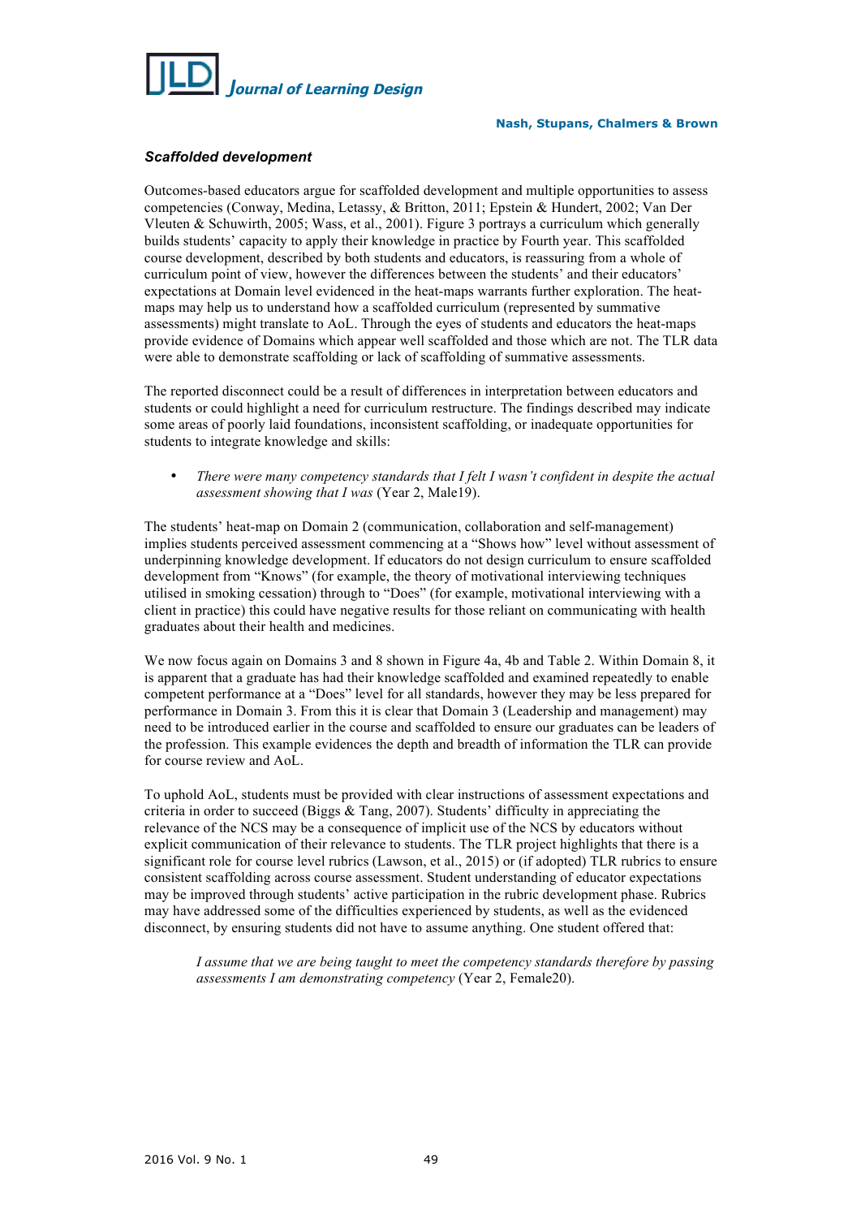### *Scaffolded development*

Outcomes-based educators argue for scaffolded development and multiple opportunities to assess competencies (Conway, Medina, Letassy, & Britton, 2011; Epstein & Hundert, 2002; Van Der Vleuten & Schuwirth, 2005; Wass, et al., 2001). Figure 3 portrays a curriculum which generally builds students' capacity to apply their knowledge in practice by Fourth year. This scaffolded course development, described by both students and educators, is reassuring from a whole of curriculum point of view, however the differences between the students' and their educators' expectations at Domain level evidenced in the heat-maps warrants further exploration. The heat-maps may help us to understand how a scaffolded curriculum (represented by summative assessments) might translate to AoL. Through the eyes of students and educators the heat-maps provide evidence of Domains which appear well scaffolded and those which are not. The TLR data were able to demonstrate scaffolding or lack of scaffolding of summative assessments.

The reported disconnect could be a result of differences in interpretation between educators and students or could highlight a need for curriculum restructure. The findings described may indicate some areas of poorly laid foundations, inconsistent scaffolding, or inadequate opportunities for students to integrate knowledge and skills:

- *There were many competency standards that I felt I wasn't confident in despite the actual assessment showing that I was* (Year 2, Male19).

The students' heat-map on Domain 2 (communication, collaboration and self-management) implies students perceived assessment commencing at a "Shows how" level without assessment of underpinning knowledge development. If educators do not design curriculum to ensure scaffolded development from "Knows" (for example, the theory of motivational interviewing techniques utilised in smoking cessation) through to "Does" (for example, motivational interviewing with a client in practice) this could have negative results for those reliant on communicating with health graduates about their health and medicines.

We now focus again on Domains 3 and 8 shown in Figure 4a, 4b and Table 2. Within Domain 8, it is apparent that a graduate has had their knowledge scaffolded and examined repeatedly to enable competent performance at a "Does" level for all standards, however they may be less prepared for performance in Domain 3. From this it is clear that Domain 3 (Leadership and management) may need to be introduced earlier in the course and scaffolded to ensure our graduates can be leaders of the profession. This example evidences the depth and breadth of information the TLR can provide for course review and AoL.

To uphold AoL, students must be provided with clear instructions of assessment expectations and criteria in order to succeed (Biggs & Tang, 2007). Students' difficulty in appreciating the relevance of the NCS may be a consequence of implicit use of the NCS by educators without explicit communication of their relevance to students. The TLR project highlights that there is a significant role for course level rubrics (Lawson, et al., 2015) or (if adopted) TLR rubrics to ensure consistent scaffolding across course assessment. Student understanding of educator expectations may be improved through students' active participation in the rubric development phase. Rubrics may have addressed some of the difficulties experienced by students, as well as the evidenced disconnect, by ensuring students did not have to assume anything. One student offered that:

> *I assume that we are being taught to meet the competency standards therefore by passing assessments I am demonstrating competency* (Year 2, Female20).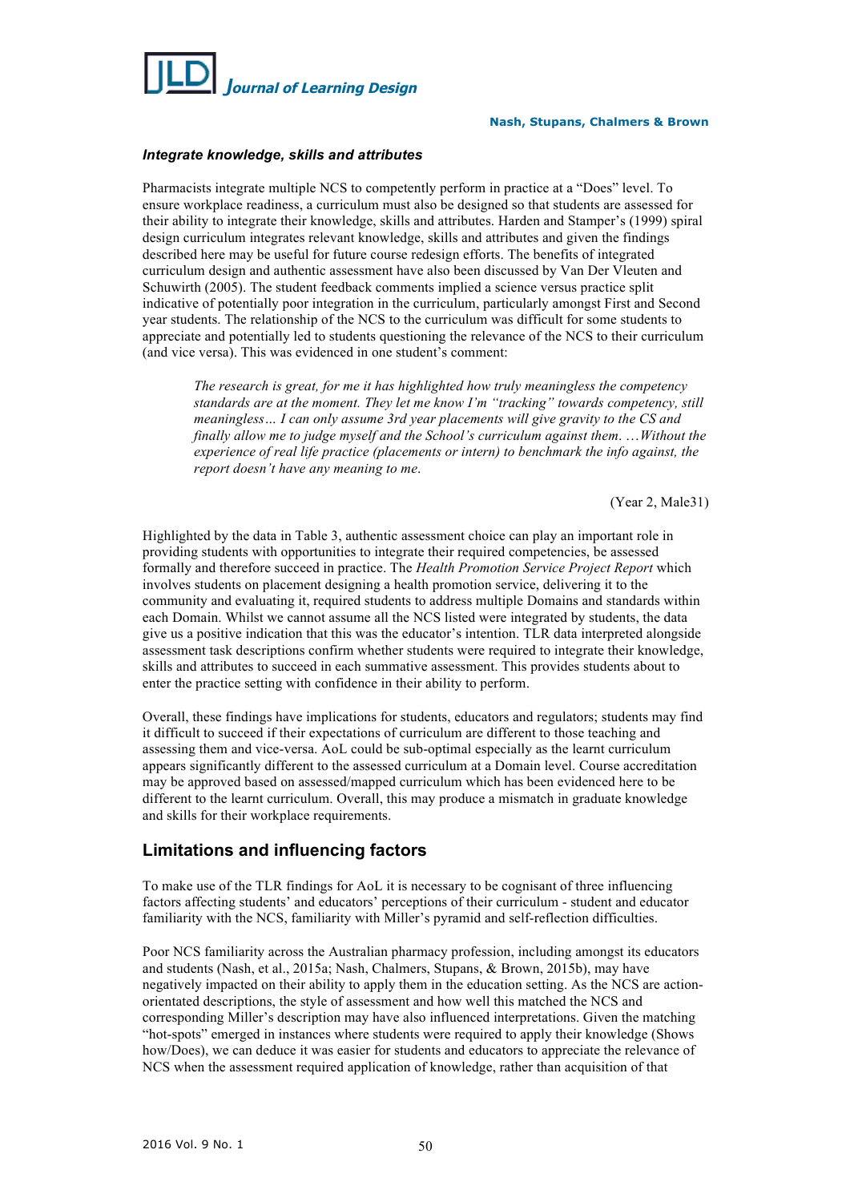### *Integrate knowledge, skills and attributes*

Pharmacists integrate multiple NCS to competently perform in practice at a "Does" level. To ensure workplace readiness, a curriculum must also be designed so that students are assessed for their ability to integrate their knowledge, skills and attributes. Harden and Stamper's (1999) spiral design curriculum integrates relevant knowledge, skills and attributes and given the findings described here may be useful for future course redesign efforts. The benefits of integrated curriculum design and authentic assessment have also been discussed by Van Der Vleuten and Schuwirth (2005). The student feedback comments implied a science versus practice split indicative of potentially poor integration in the curriculum, particularly amongst First and Second year students. The relationship of the NCS to the curriculum was difficult for some students to appreciate and potentially led to students questioning the relevance of the NCS to their curriculum (and vice versa). This was evidenced in one student's comment:

> *The research is great, for me it has highlighted how truly meaningless the competency standards are at the moment. They let me know I'm "tracking" towards competency, still meaningless… I can only assume 3rd year placements will give gravity to the CS and finally allow me to judge myself and the School's curriculum against them. …Without the experience of real life practice (placements or intern) to benchmark the info against, the report doesn't have any meaning to me.*
>
> (Year 2, Male31)

Highlighted by the data in Table 3, authentic assessment choice can play an important role in providing students with opportunities to integrate their required competencies, be assessed formally and therefore succeed in practice. The *Health Promotion Service Project Report* which involves students on placement designing a health promotion service, delivering it to the community and evaluating it, required students to address multiple Domains and standards within each Domain. Whilst we cannot assume all the NCS listed were integrated by students, the data give us a positive indication that this was the educator's intention. TLR data interpreted alongside assessment task descriptions confirm whether students were required to integrate their knowledge, skills and attributes to succeed in each summative assessment. This provides students about to enter the practice setting with confidence in their ability to perform.

Overall, these findings have implications for students, educators and regulators; students may find it difficult to succeed if their expectations of curriculum are different to those teaching and assessing them and vice-versa. AoL could be sub-optimal especially as the learnt curriculum appears significantly different to the assessed curriculum at a Domain level. Course accreditation may be approved based on assessed/mapped curriculum which has been evidenced here to be different to the learnt curriculum. Overall, this may produce a mismatch in graduate knowledge and skills for their workplace requirements.

## Limitations and influencing factors

To make use of the TLR findings for AoL it is necessary to be cognisant of three influencing factors affecting students' and educators' perceptions of their curriculum - student and educator familiarity with the NCS, familiarity with Miller's pyramid and self-reflection difficulties.

Poor NCS familiarity across the Australian pharmacy profession, including amongst its educators and students (Nash, et al., 2015a; Nash, Chalmers, Stupans, & Brown, 2015b), may have negatively impacted on their ability to apply them in the education setting. As the NCS are action-orientated descriptions, the style of assessment and how well this matched the NCS and corresponding Miller's description may have also influenced interpretations. Given the matching "hot-spots" emerged in instances where students were required to apply their knowledge (Shows how/Does), we can deduce it was easier for students and educators to appreciate the relevance of NCS when the assessment required application of knowledge, rather than acquisition of that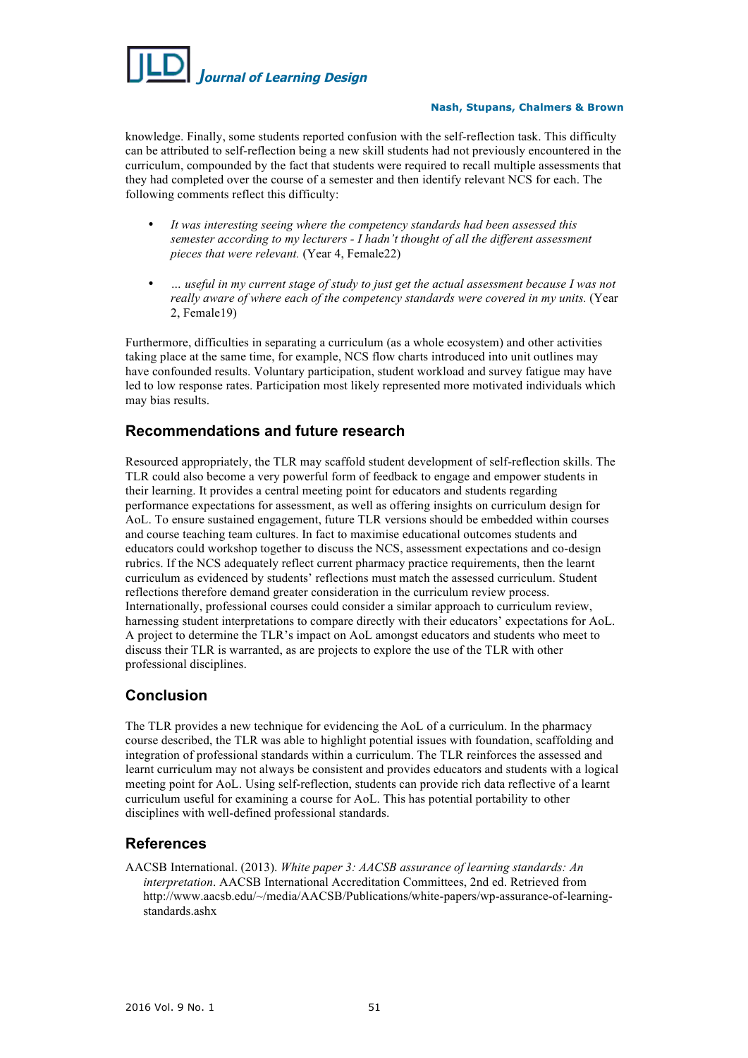knowledge. Finally, some students reported confusion with the self-reflection task. This difficulty can be attributed to self-reflection being a new skill students had not previously encountered in the curriculum, compounded by the fact that students were required to recall multiple assessments that they had completed over the course of a semester and then identify relevant NCS for each. The following comments reflect this difficulty:

- *It was interesting seeing where the competency standards had been assessed this semester according to my lecturers - I hadn't thought of all the different assessment pieces that were relevant.* (Year 4, Female22)
- *... useful in my current stage of study to just get the actual assessment because I was not really aware of where each of the competency standards were covered in my units.* (Year 2, Female19)

Furthermore, difficulties in separating a curriculum (as a whole ecosystem) and other activities taking place at the same time, for example, NCS flow charts introduced into unit outlines may have confounded results. Voluntary participation, student workload and survey fatigue may have led to low response rates. Participation most likely represented more motivated individuals which may bias results.

## Recommendations and future research

Resourced appropriately, the TLR may scaffold student development of self-reflection skills. The TLR could also become a very powerful form of feedback to engage and empower students in their learning. It provides a central meeting point for educators and students regarding performance expectations for assessment, as well as offering insights on curriculum design for AoL. To ensure sustained engagement, future TLR versions should be embedded within courses and course teaching team cultures. In fact to maximise educational outcomes students and educators could workshop together to discuss the NCS, assessment expectations and co-design rubrics. If the NCS adequately reflect current pharmacy practice requirements, then the learnt curriculum as evidenced by students' reflections must match the assessed curriculum. Student reflections therefore demand greater consideration in the curriculum review process. Internationally, professional courses could consider a similar approach to curriculum review, harnessing student interpretations to compare directly with their educators' expectations for AoL. A project to determine the TLR's impact on AoL amongst educators and students who meet to discuss their TLR is warranted, as are projects to explore the use of the TLR with other professional disciplines.

## Conclusion

The TLR provides a new technique for evidencing the AoL of a curriculum. In the pharmacy course described, the TLR was able to highlight potential issues with foundation, scaffolding and integration of professional standards within a curriculum. The TLR reinforces the assessed and learnt curriculum may not always be consistent and provides educators and students with a logical meeting point for AoL. Using self-reflection, students can provide rich data reflective of a learnt curriculum useful for examining a course for AoL. This has potential portability to other disciplines with well-defined professional standards.

## References

AACSB International. (2013). *White paper 3: AACSB assurance of learning standards: An interpretation*. AACSB International Accreditation Committees, 2nd ed. Retrieved from http://www.aacsb.edu/~/media/AACSB/Publications/white-papers/wp-assurance-of-learning-standards.ashx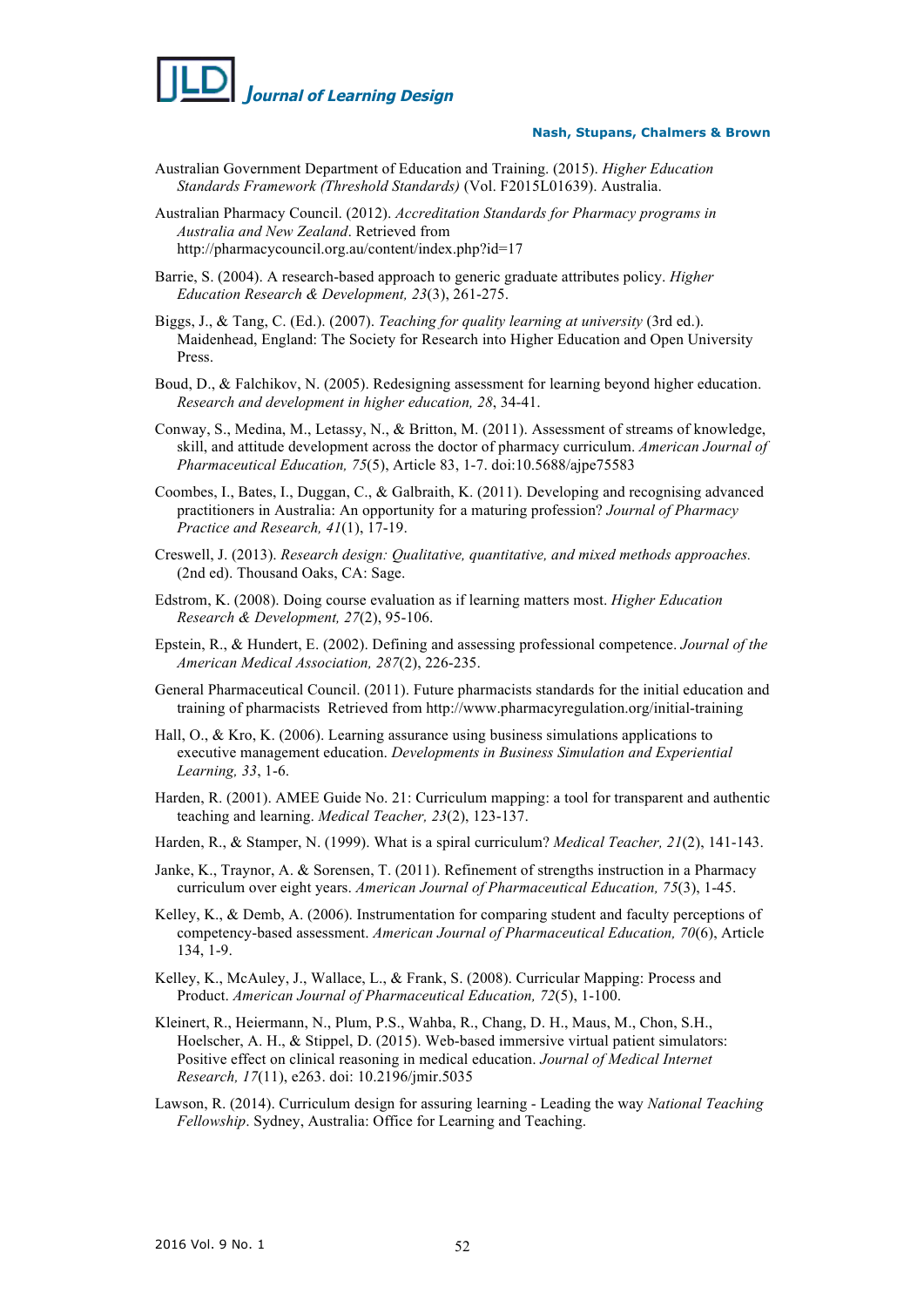Australian Government Department of Education and Training. (2015). *Higher Education Standards Framework (Threshold Standards)* (Vol. F2015L01639). Australia.

Australian Pharmacy Council. (2012). *Accreditation Standards for Pharmacy programs in Australia and New Zealand*. Retrieved from http://pharmacycouncil.org.au/content/index.php?id=17

Barrie, S. (2004). A research-based approach to generic graduate attributes policy. *Higher Education Research & Development, 23*(3), 261-275.

Biggs, J., & Tang, C. (Ed.). (2007). *Teaching for quality learning at university* (3rd ed.). Maidenhead, England: The Society for Research into Higher Education and Open University Press.

Boud, D., & Falchikov, N. (2005). Redesigning assessment for learning beyond higher education. *Research and development in higher education, 28*, 34-41.

Conway, S., Medina, M., Letassy, N., & Britton, M. (2011). Assessment of streams of knowledge, skill, and attitude development across the doctor of pharmacy curriculum. *American Journal of Pharmaceutical Education, 75*(5), Article 83, 1-7. doi:10.5688/ajpe75583

Coombes, I., Bates, I., Duggan, C., & Galbraith, K. (2011). Developing and recognising advanced practitioners in Australia: An opportunity for a maturing profession? *Journal of Pharmacy Practice and Research, 41*(1), 17-19.

Creswell, J. (2013). *Research design: Qualitative, quantitative, and mixed methods approaches.* (2nd ed). Thousand Oaks, CA: Sage.

Edstrom, K. (2008). Doing course evaluation as if learning matters most. *Higher Education Research & Development, 27*(2), 95-106.

Epstein, R., & Hundert, E. (2002). Defining and assessing professional competence. *Journal of the American Medical Association, 287*(2), 226-235.

General Pharmaceutical Council. (2011). Future pharmacists standards for the initial education and training of pharmacists Retrieved from http://www.pharmacyregulation.org/initial-training

Hall, O., & Kro, K. (2006). Learning assurance using business simulations applications to executive management education. *Developments in Business Simulation and Experiential Learning, 33*, 1-6.

Harden, R. (2001). AMEE Guide No. 21: Curriculum mapping: a tool for transparent and authentic teaching and learning. *Medical Teacher, 23*(2), 123-137.

Harden, R., & Stamper, N. (1999). What is a spiral curriculum? *Medical Teacher, 21*(2), 141-143.

Janke, K., Traynor, A. & Sorensen, T. (2011). Refinement of strengths instruction in a Pharmacy curriculum over eight years. *American Journal of Pharmaceutical Education, 75*(3), 1-45.

Kelley, K., & Demb, A. (2006). Instrumentation for comparing student and faculty perceptions of competency-based assessment. *American Journal of Pharmaceutical Education, 70*(6), Article 134, 1-9.

Kelley, K., McAuley, J., Wallace, L., & Frank, S. (2008). Curricular Mapping: Process and Product. *American Journal of Pharmaceutical Education, 72*(5), 1-100.

Kleinert, R., Heiermann, N., Plum, P.S., Wahba, R., Chang, D. H., Maus, M., Chon, S.H., Hoelscher, A. H., & Stippel, D. (2015). Web-based immersive virtual patient simulators: Positive effect on clinical reasoning in medical education. *Journal of Medical Internet Research, 17*(11), e263. doi: 10.2196/jmir.5035

Lawson, R. (2014). Curriculum design for assuring learning - Leading the way *National Teaching Fellowship*. Sydney, Australia: Office for Learning and Teaching.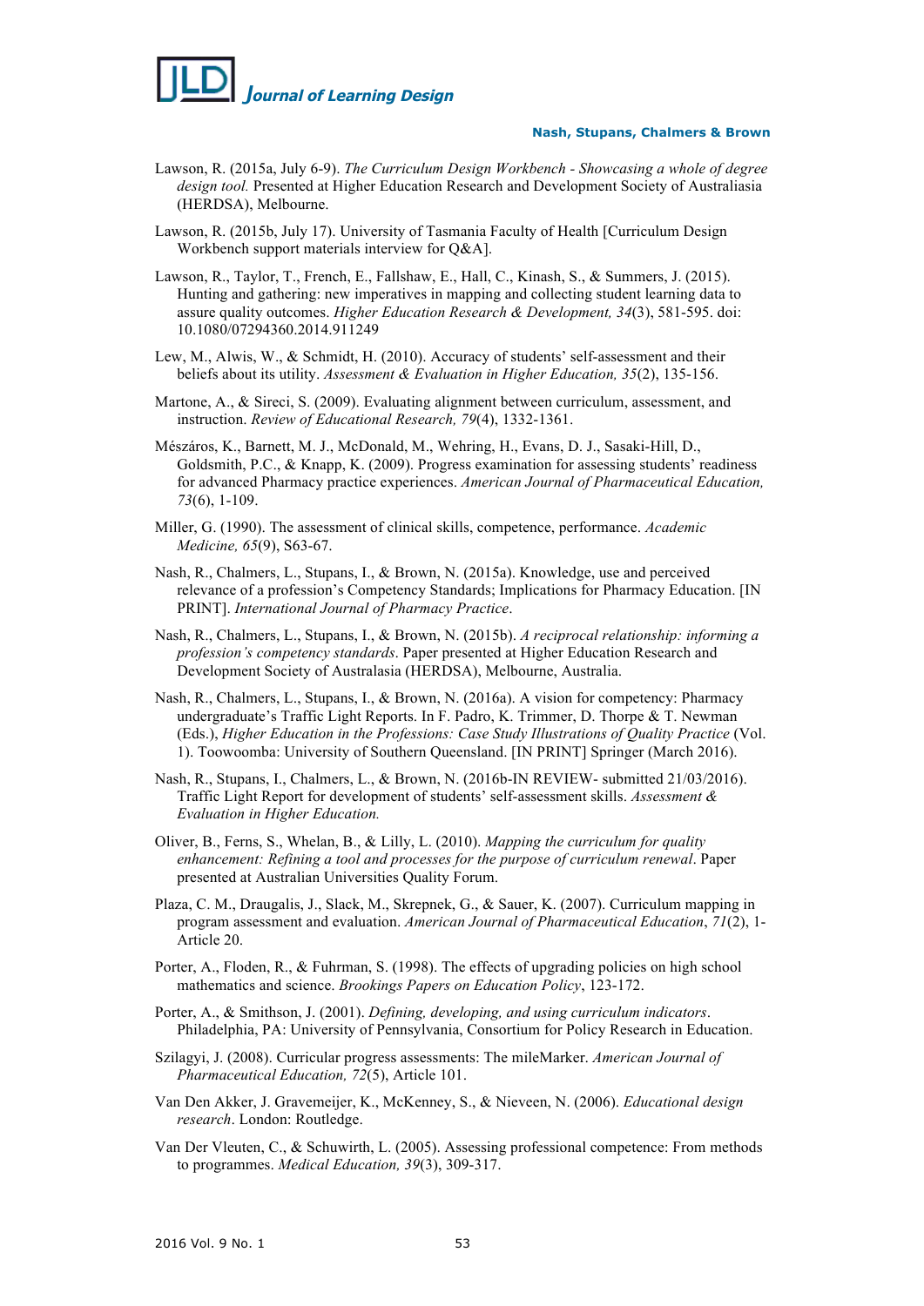Lawson, R. (2015a, July 6-9). *The Curriculum Design Workbench - Showcasing a whole of degree design tool.* Presented at Higher Education Research and Development Society of Australiasia (HERDSA), Melbourne.

Lawson, R. (2015b, July 17). University of Tasmania Faculty of Health [Curriculum Design Workbench support materials interview for Q&A].

Lawson, R., Taylor, T., French, E., Fallshaw, E., Hall, C., Kinash, S., & Summers, J. (2015). Hunting and gathering: new imperatives in mapping and collecting student learning data to assure quality outcomes. *Higher Education Research & Development, 34*(3), 581-595. doi: 10.1080/07294360.2014.911249

Lew, M., Alwis, W., & Schmidt, H. (2010). Accuracy of students' self-assessment and their beliefs about its utility. *Assessment & Evaluation in Higher Education, 35*(2), 135-156.

Martone, A., & Sireci, S. (2009). Evaluating alignment between curriculum, assessment, and instruction. *Review of Educational Research, 79*(4), 1332-1361.

Mészáros, K., Barnett, M. J., McDonald, M., Wehring, H., Evans, D. J., Sasaki-Hill, D., Goldsmith, P.C., & Knapp, K. (2009). Progress examination for assessing students' readiness for advanced Pharmacy practice experiences. *American Journal of Pharmaceutical Education, 73*(6), 1-109.

Miller, G. (1990). The assessment of clinical skills, competence, performance. *Academic Medicine, 65*(9), S63-67.

Nash, R., Chalmers, L., Stupans, I., & Brown, N. (2015a). Knowledge, use and perceived relevance of a profession's Competency Standards; Implications for Pharmacy Education. [IN PRINT]. *International Journal of Pharmacy Practice*.

Nash, R., Chalmers, L., Stupans, I., & Brown, N. (2015b). *A reciprocal relationship: informing a profession's competency standards*. Paper presented at Higher Education Research and Development Society of Australasia (HERDSA), Melbourne, Australia.

Nash, R., Chalmers, L., Stupans, I., & Brown, N. (2016a). A vision for competency: Pharmacy undergraduate's Traffic Light Reports. In F. Padro, K. Trimmer, D. Thorpe & T. Newman (Eds.), *Higher Education in the Professions: Case Study Illustrations of Quality Practice* (Vol. 1). Toowoomba: University of Southern Queensland. [IN PRINT] Springer (March 2016).

Nash, R., Stupans, I., Chalmers, L., & Brown, N. (2016b-IN REVIEW- submitted 21/03/2016). Traffic Light Report for development of students' self-assessment skills. *Assessment & Evaluation in Higher Education.*

Oliver, B., Ferns, S., Whelan, B., & Lilly, L. (2010). *Mapping the curriculum for quality enhancement: Refining a tool and processes for the purpose of curriculum renewal*. Paper presented at Australian Universities Quality Forum.

Plaza, C. M., Draugalis, J., Slack, M., Skrepnek, G., & Sauer, K. (2007). Curriculum mapping in program assessment and evaluation. *American Journal of Pharmaceutical Education*, *71*(2), 1-Article 20.

Porter, A., Floden, R., & Fuhrman, S. (1998). The effects of upgrading policies on high school mathematics and science. *Brookings Papers on Education Policy*, 123-172.

Porter, A., & Smithson, J. (2001). *Defining, developing, and using curriculum indicators*. Philadelphia, PA: University of Pennsylvania, Consortium for Policy Research in Education.

Szilagyi, J. (2008). Curricular progress assessments: The mileMarker. *American Journal of Pharmaceutical Education, 72*(5), Article 101.

Van Den Akker, J. Gravemeijer, K., McKenney, S., & Nieveen, N. (2006). *Educational design research*. London: Routledge.

Van Der Vleuten, C., & Schuwirth, L. (2005). Assessing professional competence: From methods to programmes. *Medical Education, 39*(3), 309-317.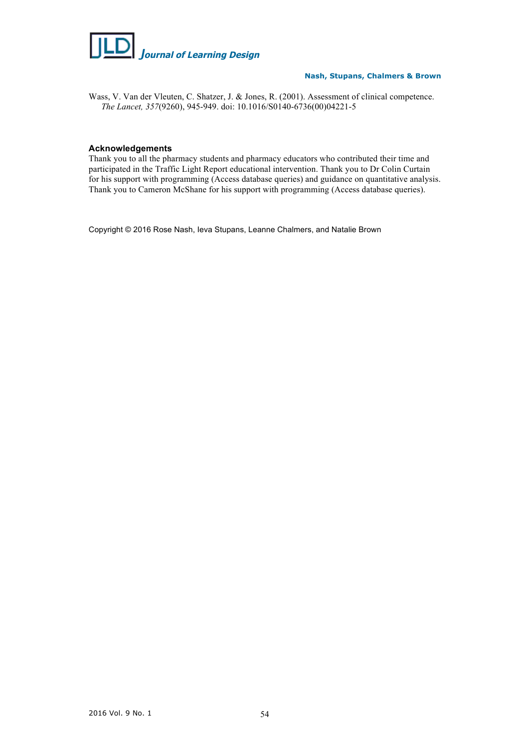Wass, V. Van der Vleuten, C. Shatzer, J. & Jones, R. (2001). Assessment of clinical competence. *The Lancet, 357*(9260), 945-949. doi: 10.1016/S0140-6736(00)04221-5

## Acknowledgements

Thank you to all the pharmacy students and pharmacy educators who contributed their time and participated in the Traffic Light Report educational intervention. Thank you to Dr Colin Curtain for his support with programming (Access database queries) and guidance on quantitative analysis. Thank you to Cameron McShane for his support with programming (Access database queries).

Copyright © 2016 Rose Nash, Ieva Stupans, Leanne Chalmers, and Natalie Brown